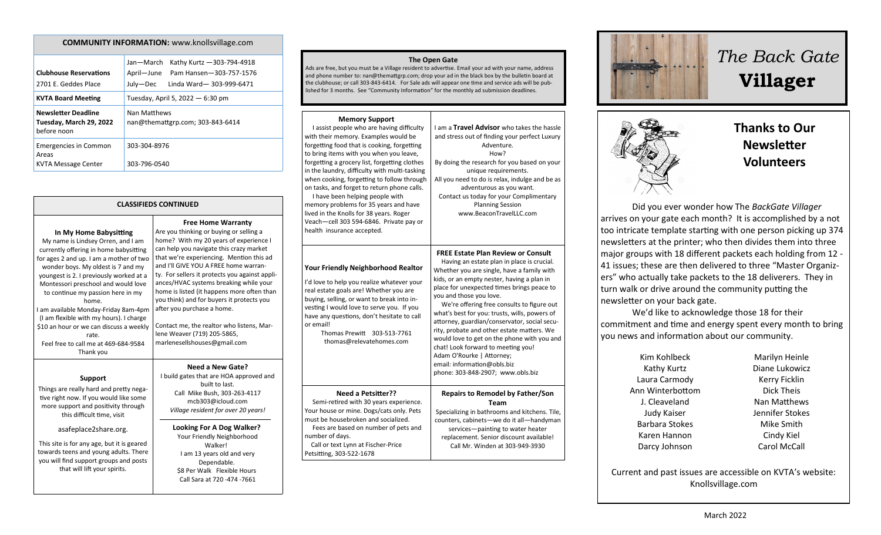**COMMUNITY INFORMATION:** www.knollsvillage.com

| | |
|---|---|
| **Clubhouse Reservations** 2701 E. Geddes Place | Jan—March Kathy Kurtz —303-794-4918<br>April—June Pam Hansen—303-757-1576<br>July—Dec Linda Ward— 303-999-6471 |
| **KVTA Board Meeting** | Tuesday, April 5, 2022 — 6:30 pm |
| **Newsletter Deadline Tuesday, March 29, 2022** before noon | Nan Matthews<br>nan@themattgrp.com; 303-843-6414 |
| Emergencies in Common Areas<br>KVTA Message Center | 303-304-8976<br><br>303-796-0540 |

## CLASSIFIEDS CONTINUED

**In My Home Babysitting**

My name is Lindsey Orren, and I am currently offering in home babysitting for ages 2 and up. I am a mother of two wonder boys. My oldest is 7 and my youngest is 2. I previously worked at a Montessori preschool and would love to continue my passion here in my home.

I am available Monday-Friday 8am-4pm (I am flexible with my hours). I charge $10 an hour or we can discuss a weekly rate.

Feel free to call me at 469-684-9584

Thank you

**Free Home Warranty**

Are you thinking or buying or selling a home? With my 20 years of experience I can help you navigate this crazy market that we're experiencing. Mention this ad and I'll GIVE YOU A FREE home warranty. For sellers it protects you against appliances/HVAC systems breaking while your home is listed (it happens more often than you think) and for buyers it protects you after you purchase a home.

Contact me, the realtor who listens, Marlene Weaver (719) 205-5865, marlenesellshouses@gmail.com

**Support**

Things are really hard and pretty negative right now. If you would like some more support and positivity through this difficult time, visit

asafeplace2share.org.

This site is for any age, but it is geared towards teens and young adults. There you will find support groups and posts that will lift your spirits.

**Need a New Gate?**

I build gates that are HOA approved and built to last.

Call Mike Bush, 303-263-4117

mcb303@icloud.com

*Village resident for over 20 years!*

**Looking For A Dog Walker?**

Your Friendly Neighborhood Walker!

I am 13 years old and very Dependable.

$8 Per Walk Flexible Hours

Call Sara at 720 -474 -7661

## The Open Gate

Ads are free, but you must be a Village resident to advertise. Email your ad with your name, address and phone number to: nan@themattgrp.com; drop your ad in the black box by the bulletin board at the clubhouse; or call 303-843-6414. For Sale ads will appear one time and service ads will be published for 3 months. See "Community Information" for the monthly ad submission deadlines.

**Memory Support**

I assist people who are having difficulty with their memory. Examples would be forgetting food that is cooking, forgetting to bring items with you when you leave, forgetting a grocery list, forgetting clothes in the laundry, difficulty with multi-tasking when cooking, forgetting to follow through on tasks, and forget to return phone calls.

I have been helping people with memory problems for 35 years and have lived in the Knolls for 38 years. Roger Veach—cell 303 594-6846. Private pay or health insurance accepted.

I am a **Travel Advisor** who takes the hassle and stress out of finding your perfect Luxury Adventure.

How?

By doing the research for you based on your unique requirements.

All you need to do is relax, indulge and be as adventurous as you want.

Contact us today for your Complimentary Planning Session

www.BeaconTravelLLC.com

**Your Friendly Neighborhood Realtor**

I'd love to help you realize whatever your real estate goals are! Whether you are buying, selling, or want to break into investing I would love to serve you. If you have any questions, don't hesitate to call or email!

Thomas Prewitt 303-513-7761

thomas@relevatehomes.com

**FREE Estate Plan Review or Consult**

Having an estate plan in place is crucial. Whether you are single, have a family with kids, or an empty nester, having a plan in place for unexpected times brings peace to you and those you love.

We're offering free consults to figure out what's best for you: trusts, wills, powers of attorney, guardian/conservator, social security, probate and other estate matters. We would love to get on the phone with you and chat! Look forward to meeting you!

Adam O'Rourke | Attorney;
email: information@obls.biz
phone: 303-848-2907; www.obls.biz

**Need a Petsitter??**

Semi-retired with 30 years experience. Your house or mine. Dogs/cats only. Pets must be housebroken and socialized.

Fees are based on number of pets and number of days.

Call or text Lynn at Fischer-Price Petsitting, 303-522-1678

**Repairs to Remodel by Father/Son Team**

Specializing in bathrooms and kitchens. Tile, counters, cabinets—we do it all—handyman services—painting to water heater replacement. Senior discount available! Call Mr. Winden at 303-949-3930

# *The Back Gate* **Villager**

## Thanks to Our Newsletter Volunteers

Did you ever wonder how The *BackGate Villager* arrives on your gate each month? It is accomplished by a not too intricate template starting with one person picking up 374 newsletters at the printer; who then divides them into three major groups with 18 different packets each holding from 12 - 41 issues; these are then delivered to three "Master Organizers" who actually take packets to the 18 deliverers. They in turn walk or drive around the community putting the newsletter on your back gate.

We'd like to acknowledge those 18 for their commitment and time and energy spent every month to bring you news and information about our community.

| | |
|---|---|
| Kim Kohlbeck | Marilyn Heinle |
| Kathy Kurtz | Diane Lukowicz |
| Laura Carmody | Kerry Ficklin |
| Ann Winterbottom | Dick Theis |
| J. Cleaveland | Nan Matthews |
| Judy Kaiser | Jennifer Stokes |
| Barbara Stokes | Mike Smith |
| Karen Hannon | Cindy Kiel |
| Darcy Johnson | Carol McCall |

Current and past issues are accessible on KVTA's website: Knollsvillage.com

March 2022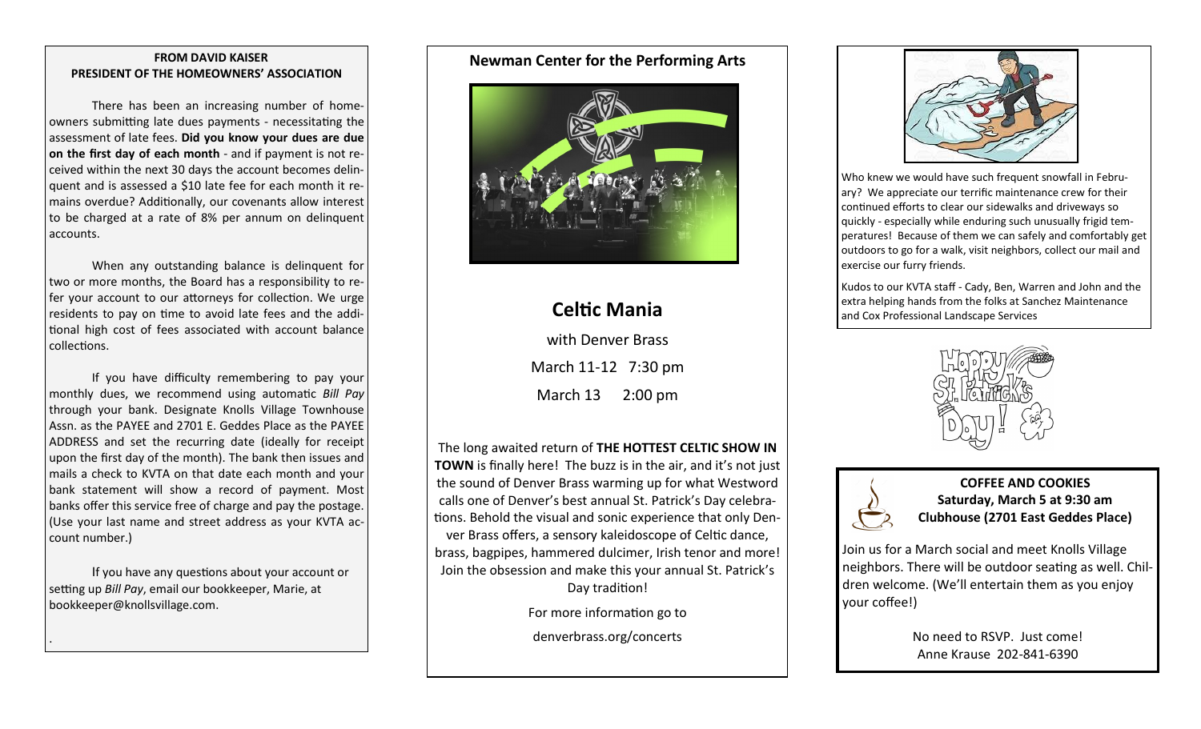## FROM DAVID KAISER
## PRESIDENT OF THE HOMEOWNERS' ASSOCIATION

There has been an increasing number of homeowners submitting late dues payments - necessitating the assessment of late fees. **Did you know your dues are due on the first day of each month** - and if payment is not received within the next 30 days the account becomes delinquent and is assessed a $10 late fee for each month it remains overdue? Additionally, our covenants allow interest to be charged at a rate of 8% per annum on delinquent accounts.

When any outstanding balance is delinquent for two or more months, the Board has a responsibility to refer your account to our attorneys for collection. We urge residents to pay on time to avoid late fees and the additional high cost of fees associated with account balance collections.

If you have difficulty remembering to pay your monthly dues, we recommend using automatic *Bill Pay* through your bank. Designate Knolls Village Townhouse Assn. as the PAYEE and 2701 E. Geddes Place as the PAYEE ADDRESS and set the recurring date (ideally for receipt upon the first day of the month). The bank then issues and mails a check to KVTA on that date each month and your bank statement will show a record of payment. Most banks offer this service free of charge and pay the postage. (Use your last name and street address as your KVTA account number.)

If you have any questions about your account or setting up *Bill Pay*, email our bookkeeper, Marie, at bookkeeper@knollsvillage.com.

## Newman Center for the Performing Arts

# Celtic Mania

with Denver Brass

March 11-12 7:30 pm

March 13 2:00 pm

The long awaited return of **THE HOTTEST CELTIC SHOW IN TOWN** is finally here! The buzz is in the air, and it's not just the sound of Denver Brass warming up for what Westword calls one of Denver's best annual St. Patrick's Day celebrations. Behold the visual and sonic experience that only Denver Brass offers, a sensory kaleidoscope of Celtic dance, brass, bagpipes, hammered dulcimer, Irish tenor and more! Join the obsession and make this your annual St. Patrick's Day tradition!

For more information go to

denverbrass.org/concerts

Who knew we would have such frequent snowfall in February? We appreciate our terrific maintenance crew for their continued efforts to clear our sidewalks and driveways so quickly - especially while enduring such unusually frigid temperatures! Because of them we can safely and comfortably get outdoors to go for a walk, visit neighbors, collect our mail and exercise our furry friends.

Kudos to our KVTA staff - Cady, Ben, Warren and John and the extra helping hands from the folks at Sanchez Maintenance and Cox Professional Landscape Services

Happy St. Patrick's Day!

## COFFEE AND COOKIES
**Saturday, March 5 at 9:30 am**
**Clubhouse (2701 East Geddes Place)**

Join us for a March social and meet Knolls Village neighbors. There will be outdoor seating as well. Children welcome. (We'll entertain them as you enjoy your coffee!)

No need to RSVP. Just come!
Anne Krause 202-841-6390